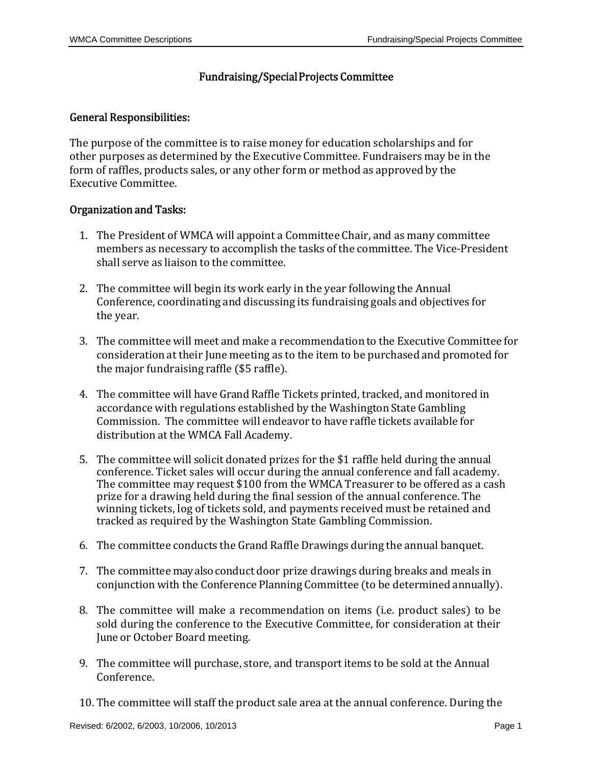# Fundraising/Special Projects Committee

## General Responsibilities:

The purpose of the committee is to raise money for education scholarships and for other purposes as determined by the Executive Committee. Fundraisers may be in the form of raffles, products sales, or any other form or method as approved by the Executive Committee.

## Organization and Tasks:

1. The President of WMCA will appoint a Committee Chair, and as many committee members as necessary to accomplish the tasks of the committee. The Vice-President shall serve as liaison to the committee.
2. The committee will begin its work early in the year following the Annual Conference, coordinating and discussing its fundraising goals and objectives for the year.
3. The committee will meet and make a recommendation to the Executive Committee for consideration at their June meeting as to the item to be purchased and promoted for the major fundraising raffle ($5 raffle).
4. The committee will have Grand Raffle Tickets printed, tracked, and monitored in accordance with regulations established by the Washington State Gambling Commission. The committee will endeavor to have raffle tickets available for distribution at the WMCA Fall Academy.
5. The committee will solicit donated prizes for the $1 raffle held during the annual conference. Ticket sales will occur during the annual conference and fall academy. The committee may request $100 from the WMCA Treasurer to be offered as a cash prize for a drawing held during the final session of the annual conference. The winning tickets, log of tickets sold, and payments received must be retained and tracked as required by the Washington State Gambling Commission.
6. The committee conducts the Grand Raffle Drawings during the annual banquet.
7. The committee may also conduct door prize drawings during breaks and meals in conjunction with the Conference Planning Committee (to be determined annually).
8. The committee will make a recommendation on items (i.e. product sales) to be sold during the conference to the Executive Committee, for consideration at their June or October Board meeting.
9. The committee will purchase, store, and transport items to be sold at the Annual Conference.
10. The committee will staff the product sale area at the annual conference. During the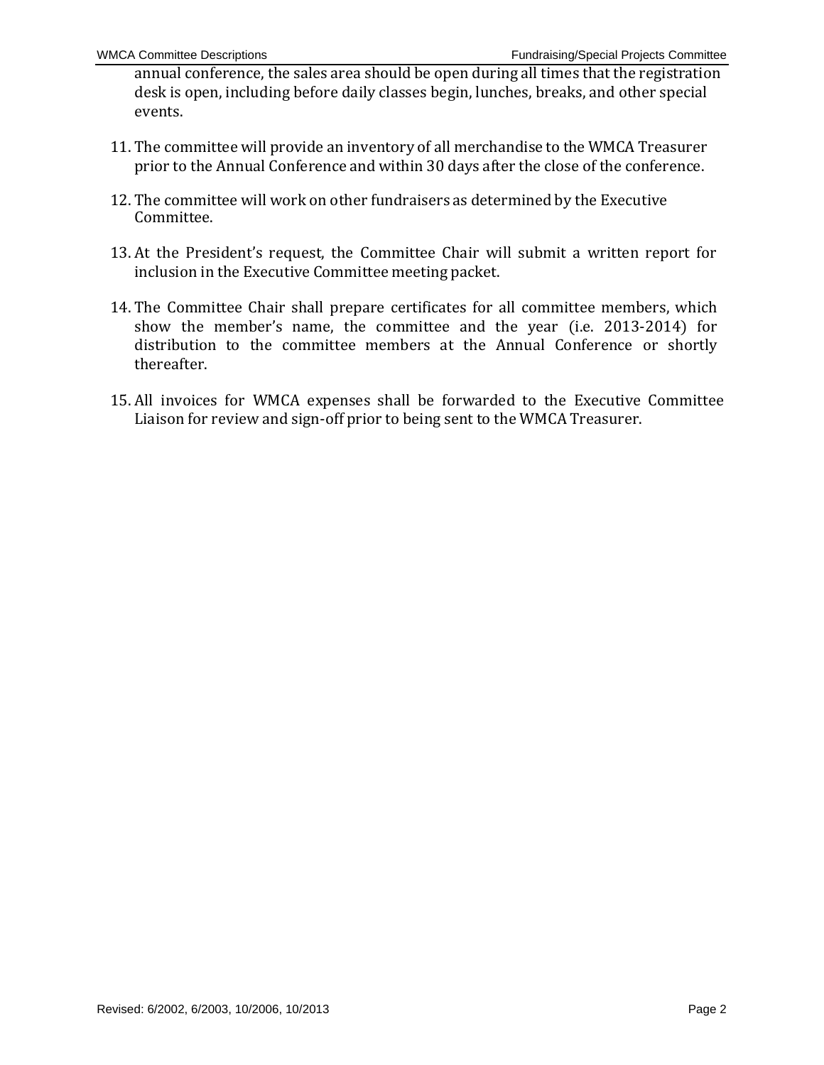annual conference, the sales area should be open during all times that the registration desk is open, including before daily classes begin, lunches, breaks, and other special events.

11. The committee will provide an inventory of all merchandise to the WMCA Treasurer prior to the Annual Conference and within 30 days after the close of the conference.

12. The committee will work on other fundraisers as determined by the Executive Committee.

13. At the President's request, the Committee Chair will submit a written report for inclusion in the Executive Committee meeting packet.

14. The Committee Chair shall prepare certificates for all committee members, which show the member's name, the committee and the year (i.e. 2013-2014) for distribution to the committee members at the Annual Conference or shortly thereafter.

15. All invoices for WMCA expenses shall be forwarded to the Executive Committee Liaison for review and sign-off prior to being sent to the WMCA Treasurer.